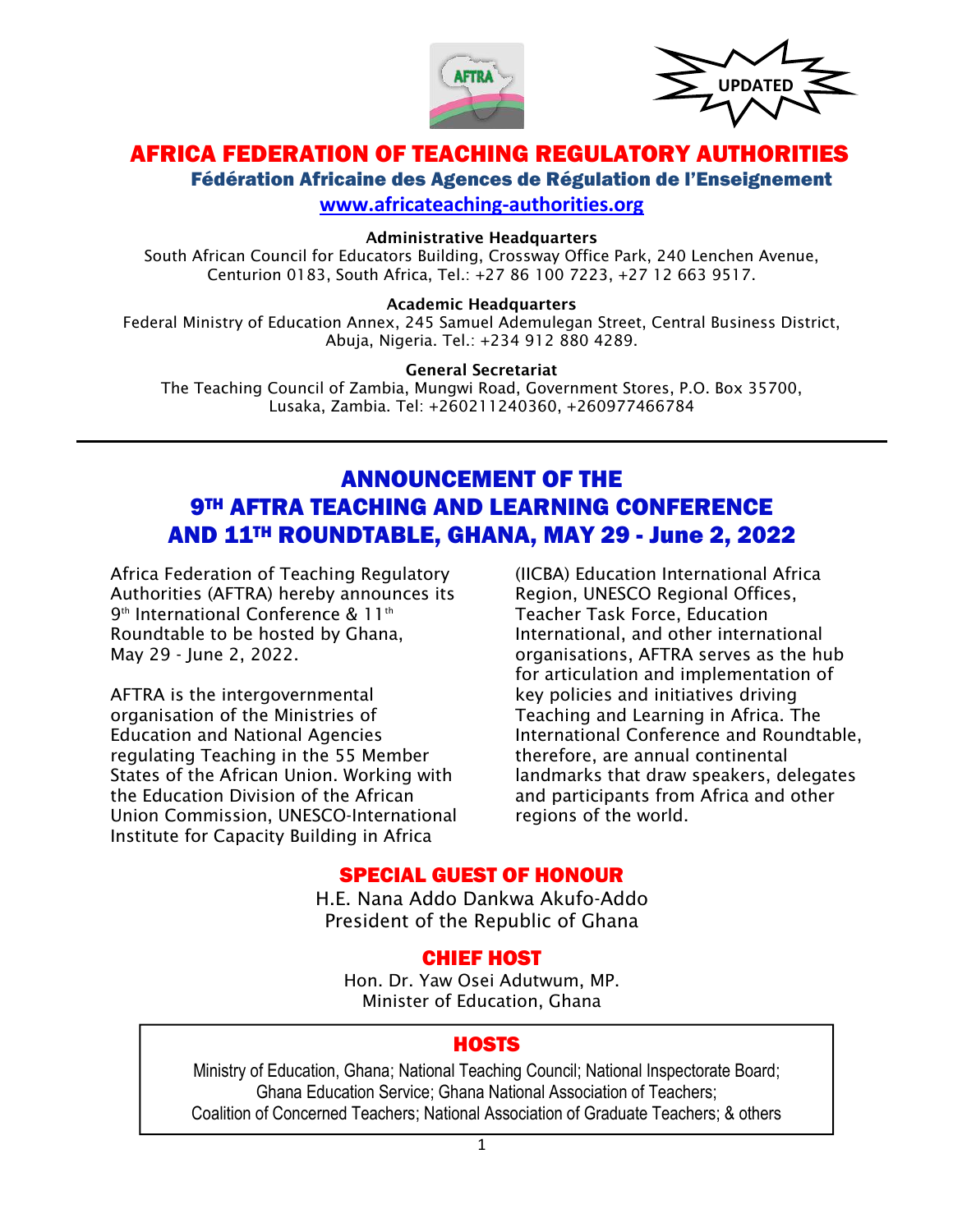UPDATED

# AFRICA FEDERATION OF TEACHING REGULATORY AUTHORITIES

## Fédération Africaine des Agences de Régulation de l'Enseignement

**www.africateaching-authorities.org**

**Administrative Headquarters**
South African Council for Educators Building, Crossway Office Park, 240 Lenchen Avenue, Centurion 0183, South Africa, Tel.: +27 86 100 7223, +27 12 663 9517.

**Academic Headquarters**
Federal Ministry of Education Annex, 245 Samuel Ademulegan Street, Central Business District, Abuja, Nigeria. Tel.: +234 912 880 4289.

**General Secretariat**
The Teaching Council of Zambia, Mungwi Road, Government Stores, P.O. Box 35700, Lusaka, Zambia. Tel: +260211240360, +260977466784

---

# ANNOUNCEMENT OF THE 9TH AFTRA TEACHING AND LEARNING CONFERENCE AND 11TH ROUNDTABLE, GHANA, MAY 29 - June 2, 2022

Africa Federation of Teaching Regulatory Authorities (AFTRA) hereby announces its 9th International Conference & 11th Roundtable to be hosted by Ghana, May 29 - June 2, 2022.

AFTRA is the intergovernmental organisation of the Ministries of Education and National Agencies regulating Teaching in the 55 Member States of the African Union. Working with the Education Division of the African Union Commission, UNESCO-International Institute for Capacity Building in Africa (IICBA) Education International Africa Region, UNESCO Regional Offices, Teacher Task Force, Education International, and other international organisations, AFTRA serves as the hub for articulation and implementation of key policies and initiatives driving Teaching and Learning in Africa. The International Conference and Roundtable, therefore, are annual continental landmarks that draw speakers, delegates and participants from Africa and other regions of the world.

## SPECIAL GUEST OF HONOUR

H.E. Nana Addo Dankwa Akufo-Addo
President of the Republic of Ghana

## CHIEF HOST

Hon. Dr. Yaw Osei Adutwum, MP.
Minister of Education, Ghana

## HOSTS

Ministry of Education, Ghana; National Teaching Council; National Inspectorate Board; Ghana Education Service; Ghana National Association of Teachers; Coalition of Concerned Teachers; National Association of Graduate Teachers; & others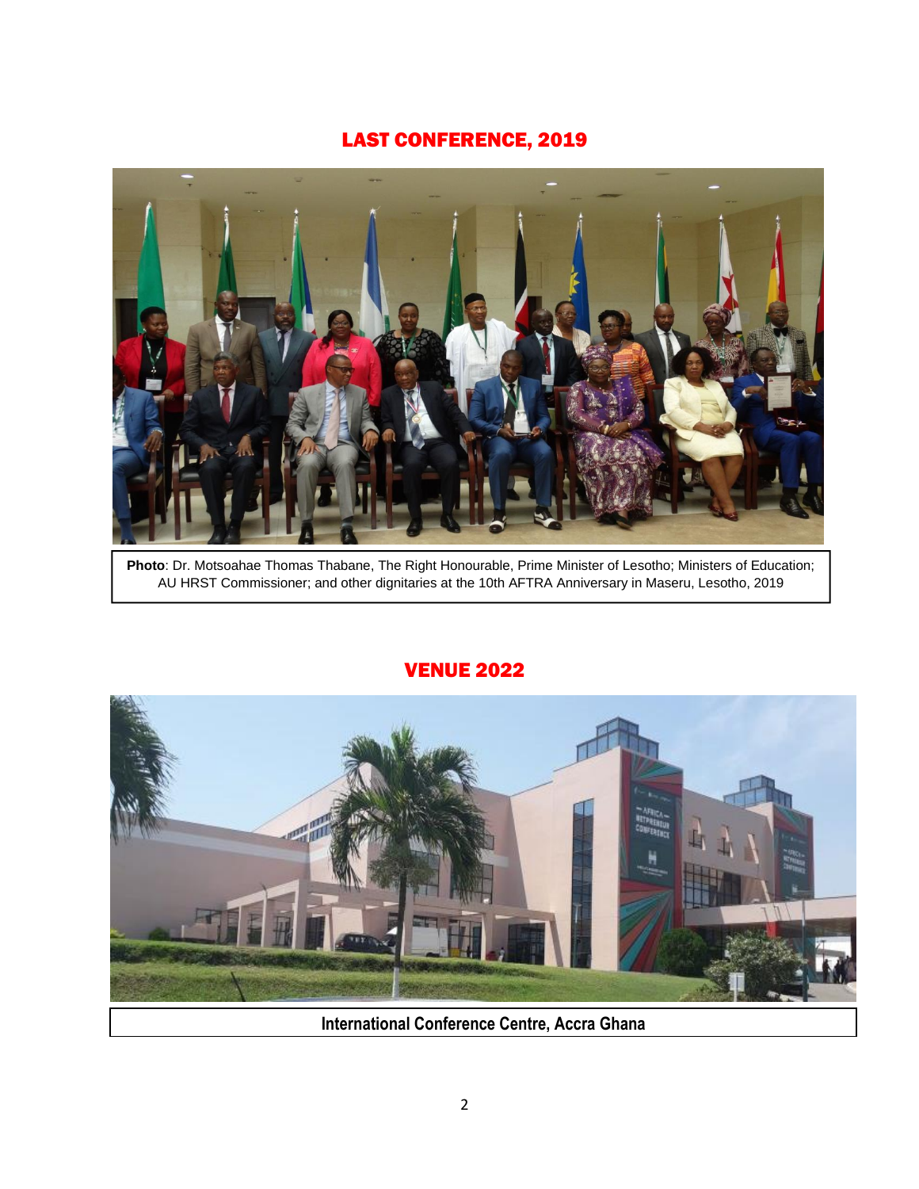## LAST CONFERENCE, 2019

**Photo**: Dr. Motsoahae Thomas Thabane, The Right Honourable, Prime Minister of Lesotho; Ministers of Education; AU HRST Commissioner; and other dignitaries at the 10th AFTRA Anniversary in Maseru, Lesotho, 2019

## VENUE 2022

**International Conference Centre, Accra Ghana**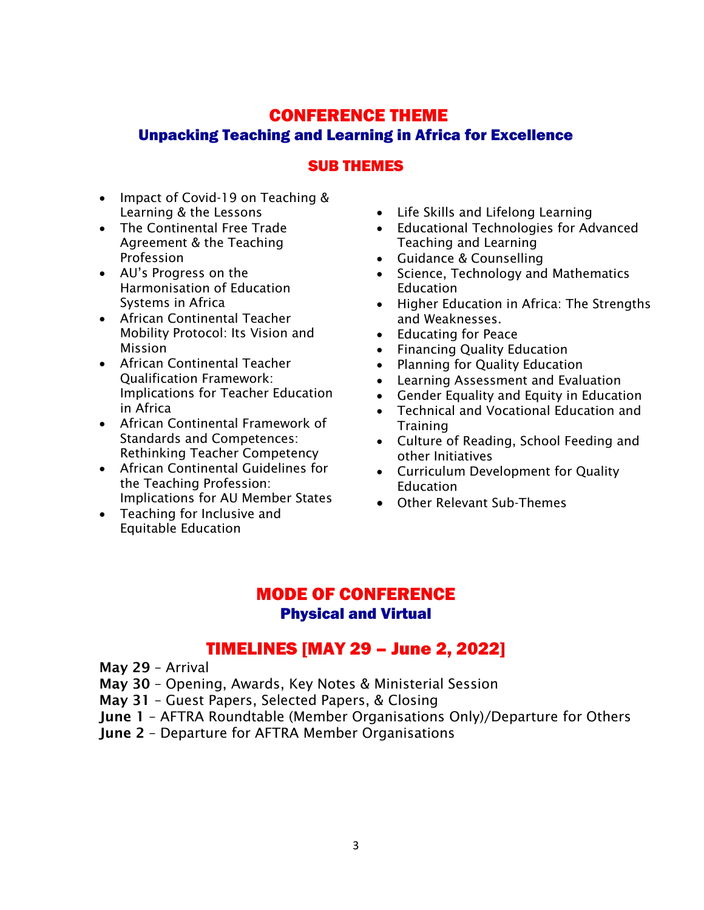## CONFERENCE THEME

### Unpacking Teaching and Learning in Africa for Excellence

## SUB THEMES

- Impact of Covid-19 on Teaching & Learning & the Lessons
- The Continental Free Trade Agreement & the Teaching Profession
- AU's Progress on the Harmonisation of Education Systems in Africa
- African Continental Teacher Mobility Protocol: Its Vision and Mission
- African Continental Teacher Qualification Framework: Implications for Teacher Education in Africa
- African Continental Framework of Standards and Competences: Rethinking Teacher Competency
- African Continental Guidelines for the Teaching Profession: Implications for AU Member States
- Teaching for Inclusive and Equitable Education
- Life Skills and Lifelong Learning
- Educational Technologies for Advanced Teaching and Learning
- Guidance & Counselling
- Science, Technology and Mathematics Education
- Higher Education in Africa: The Strengths and Weaknesses.
- Educating for Peace
- Financing Quality Education
- Planning for Quality Education
- Learning Assessment and Evaluation
- Gender Equality and Equity in Education
- Technical and Vocational Education and Training
- Culture of Reading, School Feeding and other Initiatives
- Curriculum Development for Quality Education
- Other Relevant Sub-Themes

## MODE OF CONFERENCE

### Physical and Virtual

## TIMELINES [MAY 29 – June 2, 2022]

**May 29** – Arrival
**May 30** – Opening, Awards, Key Notes & Ministerial Session
**May 31** – Guest Papers, Selected Papers, & Closing
**June 1** – AFTRA Roundtable (Member Organisations Only)/Departure for Others
**June 2** – Departure for AFTRA Member Organisations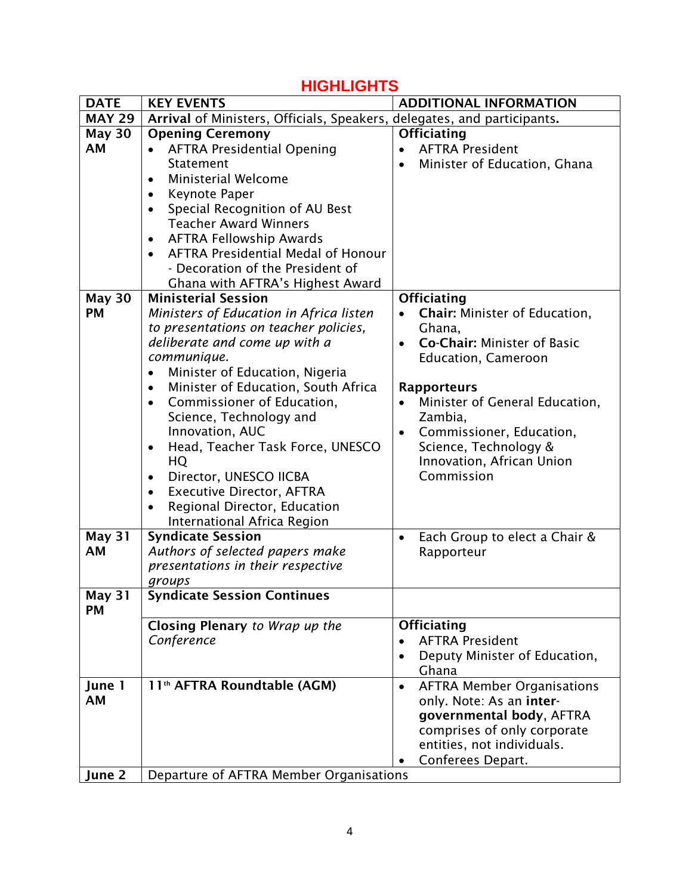# HIGHLIGHTS

| DATE | KEY EVENTS | ADDITIONAL INFORMATION |
|---|---|---|
| MAY 29 | **Arrival** of Ministers, Officials, Speakers, delegates, and participants. | |
| May 30 AM | **Opening Ceremony**<br>• AFTRA Presidential Opening Statement<br>• Ministerial Welcome<br>• Keynote Paper<br>• Special Recognition of AU Best Teacher Award Winners<br>• AFTRA Fellowship Awards<br>• AFTRA Presidential Medal of Honour - Decoration of the President of Ghana with AFTRA's Highest Award | **Officiating**<br>• AFTRA President<br>• Minister of Education, Ghana |
| May 30 PM | **Ministerial Session**<br>*Ministers of Education in Africa listen to presentations on teacher policies, deliberate and come up with a communique.*<br>• Minister of Education, Nigeria<br>• Minister of Education, South Africa<br>• Commissioner of Education, Science, Technology and Innovation, AUC<br>• Head, Teacher Task Force, UNESCO HQ<br>• Director, UNESCO IICBA<br>• Executive Director, AFTRA<br>• Regional Director, Education International Africa Region | **Officiating**<br>• **Chair:** Minister of Education, Ghana,<br>• **Co-Chair:** Minister of Basic Education, Cameroon<br><br>**Rapporteurs**<br>• Minister of General Education, Zambia,<br>• Commissioner, Education, Science, Technology & Innovation, African Union Commission |
| May 31 AM | **Syndicate Session**<br>*Authors of selected papers make presentations in their respective groups* | • Each Group to elect a Chair & Rapporteur |
| May 31 PM | **Syndicate Session Continues** | |
| | **Closing Plenary** *to Wrap up the Conference* | **Officiating**<br>• AFTRA President<br>• Deputy Minister of Education, Ghana |
| June 1 AM | **11th AFTRA Roundtable (AGM)** | • AFTRA Member Organisations only. Note: As an **inter-governmental body**, AFTRA comprises of only corporate entities, not individuals.<br>• Conferees Depart. |
| June 2 | Departure of AFTRA Member Organisations | |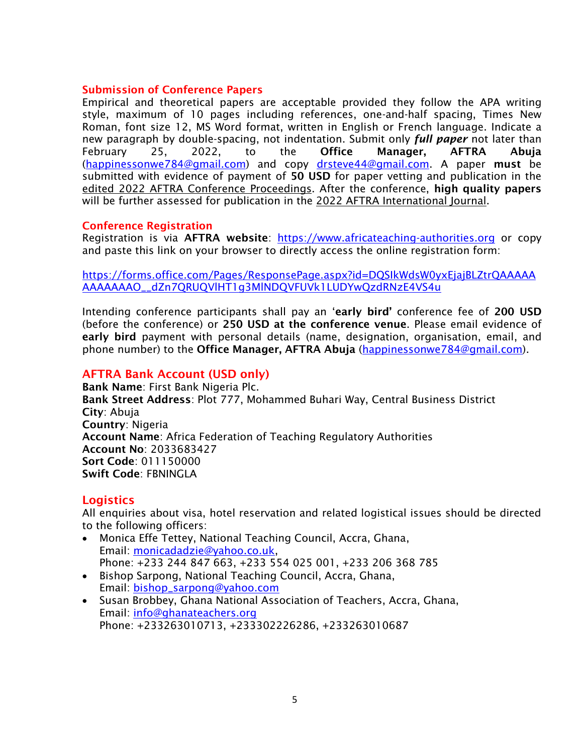## Submission of Conference Papers

Empirical and theoretical papers are acceptable provided they follow the APA writing style, maximum of 10 pages including references, one-and-half spacing, Times New Roman, font size 12, MS Word format, written in English or French language. Indicate a new paragraph by double-spacing, not indentation. Submit only ***full paper*** not later than February 25, 2022, to the **Office Manager, AFTRA Abuja** (happinessonwe784@gmail.com) and copy drsteve44@gmail.com. A paper **must** be submitted with evidence of payment of **50 USD** for paper vetting and publication in the edited 2022 AFTRA Conference Proceedings. After the conference, **high quality papers** will be further assessed for publication in the 2022 AFTRA International Journal.

## Conference Registration

Registration is via **AFTRA website**: https://www.africateaching-authorities.org or copy and paste this link on your browser to directly access the online registration form:

https://forms.office.com/Pages/ResponsePage.aspx?id=DQSIkWdsW0yxEjajBLZtrQAAAAAAAAAAAAO__dZn7QRUQVlHT1g3MlNDQVFUVk1LUDYwQzdRNzE4VS4u

Intending conference participants shall pay an '**early bird'** conference fee of **200 USD** (before the conference) or **250 USD at the conference venue**. Please email evidence of **early bird** payment with personal details (name, designation, organisation, email, and phone number) to the **Office Manager, AFTRA Abuja** (happinessonwe784@gmail.com).

## AFTRA Bank Account (USD only)

**Bank Name**: First Bank Nigeria Plc.
**Bank Street Address**: Plot 777, Mohammed Buhari Way, Central Business District
**City**: Abuja
**Country**: Nigeria
**Account Name**: Africa Federation of Teaching Regulatory Authorities
**Account No**: 2033683427
**Sort Code**: 011150000
**Swift Code**: FBNINGLA

## Logistics

All enquiries about visa, hotel reservation and related logistical issues should be directed to the following officers:

- Monica Effe Tettey, National Teaching Council, Accra, Ghana,
  Email: monicadadzie@yahoo.co.uk,
  Phone: +233 244 847 663, +233 554 025 001, +233 206 368 785
- Bishop Sarpong, National Teaching Council, Accra, Ghana,
  Email: bishop_sarpong@yahoo.com
- Susan Brobbey, Ghana National Association of Teachers, Accra, Ghana,
  Email: info@ghanateachers.org
  Phone: +233263010713, +233302226286, +233263010687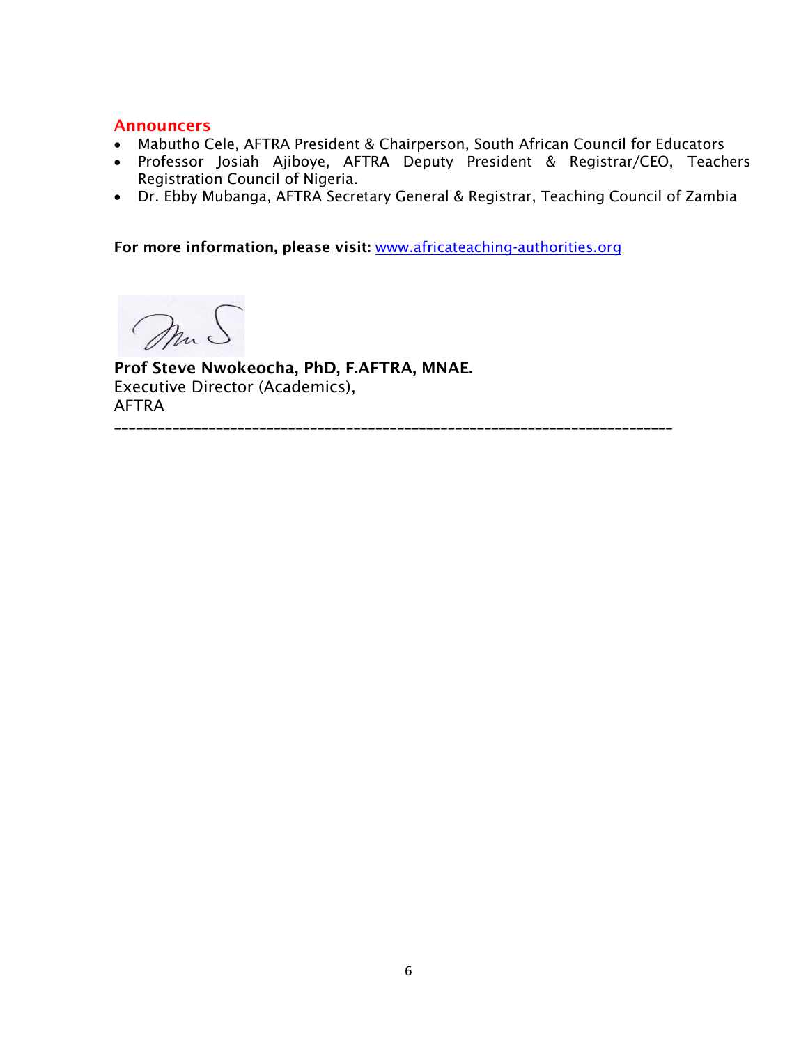## Announcers

- Mabutho Cele, AFTRA President & Chairperson, South African Council for Educators
- Professor Josiah Ajiboye, AFTRA Deputy President & Registrar/CEO, Teachers Registration Council of Nigeria.
- Dr. Ebby Mubanga, AFTRA Secretary General & Registrar, Teaching Council of Zambia

**For more information, please visit:** [www.africateaching-authorities.org](http://www.africateaching-authorities.org)

**Prof Steve Nwokeocha, PhD, F.AFTRA, MNAE.**
Executive Director (Academics),
AFTRA

---